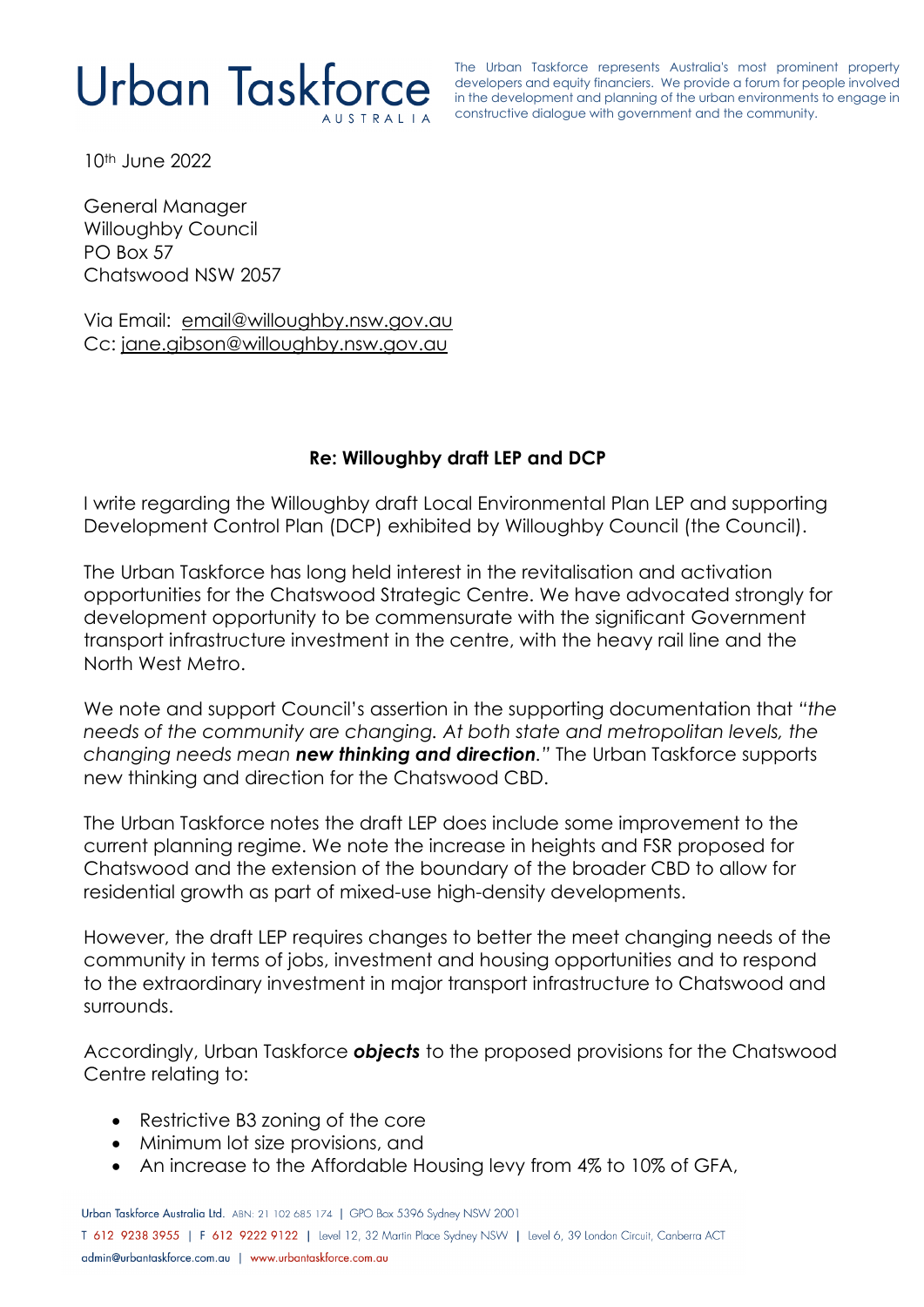Urban Taskforce AUSTRALIA

The Urban Taskforce represents Australia's most prominent property developers and equity financiers. We provide a forum for people involved in the development and planning of the urban environments to engage in constructive dialogue with government and the community.

10th June 2022

General Manager
Willoughby Council
PO Box 57
Chatswood NSW 2057

Via Email: email@willoughby.nsw.gov.au
Cc: jane.gibson@willoughby.nsw.gov.au

**Re: Willoughby draft LEP and DCP**

I write regarding the Willoughby draft Local Environmental Plan LEP and supporting Development Control Plan (DCP) exhibited by Willoughby Council (the Council).

The Urban Taskforce has long held interest in the revitalisation and activation opportunities for the Chatswood Strategic Centre. We have advocated strongly for development opportunity to be commensurate with the significant Government transport infrastructure investment in the centre, with the heavy rail line and the North West Metro.

We note and support Council's assertion in the supporting documentation that *"the needs of the community are changing. At both state and metropolitan levels, the changing needs mean* ***new thinking and direction****."* The Urban Taskforce supports new thinking and direction for the Chatswood CBD.

The Urban Taskforce notes the draft LEP does include some improvement to the current planning regime. We note the increase in heights and FSR proposed for Chatswood and the extension of the boundary of the broader CBD to allow for residential growth as part of mixed-use high-density developments.

However, the draft LEP requires changes to better the meet changing needs of the community in terms of jobs, investment and housing opportunities and to respond to the extraordinary investment in major transport infrastructure to Chatswood and surrounds.

Accordingly, Urban Taskforce ***objects*** to the proposed provisions for the Chatswood Centre relating to:

- Restrictive B3 zoning of the core
- Minimum lot size provisions, and
- An increase to the Affordable Housing levy from 4% to 10% of GFA,

Urban Taskforce Australia Ltd. ABN: 21 102 685 174 | GPO Box 5396 Sydney NSW 2001
T 612 9238 3955 | F 612 9222 9122 | Level 12, 32 Martin Place Sydney NSW | Level 6, 39 London Circuit, Canberra ACT
admin@urbantaskforce.com.au | www.urbantaskforce.com.au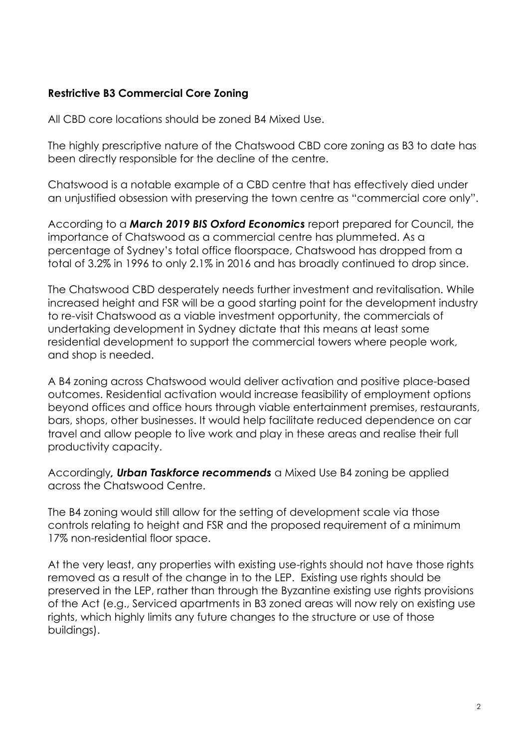**Restrictive B3 Commercial Core Zoning**

All CBD core locations should be zoned B4 Mixed Use.

The highly prescriptive nature of the Chatswood CBD core zoning as B3 to date has been directly responsible for the decline of the centre.

Chatswood is a notable example of a CBD centre that has effectively died under an unjustified obsession with preserving the town centre as "commercial core only".

According to a ***March 2019 BIS Oxford Economics*** report prepared for Council, the importance of Chatswood as a commercial centre has plummeted. As a percentage of Sydney's total office floorspace, Chatswood has dropped from a total of 3.2% in 1996 to only 2.1% in 2016 and has broadly continued to drop since.

The Chatswood CBD desperately needs further investment and revitalisation. While increased height and FSR will be a good starting point for the development industry to re-visit Chatswood as a viable investment opportunity, the commercials of undertaking development in Sydney dictate that this means at least some residential development to support the commercial towers where people work, and shop is needed.

A B4 zoning across Chatswood would deliver activation and positive place-based outcomes. Residential activation would increase feasibility of employment options beyond offices and office hours through viable entertainment premises, restaurants, bars, shops, other businesses. It would help facilitate reduced dependence on car travel and allow people to live work and play in these areas and realise their full productivity capacity.

Accordingly***, Urban Taskforce recommends*** a Mixed Use B4 zoning be applied across the Chatswood Centre.

The B4 zoning would still allow for the setting of development scale via those controls relating to height and FSR and the proposed requirement of a minimum 17% non-residential floor space.

At the very least, any properties with existing use-rights should not have those rights removed as a result of the change in to the LEP. Existing use rights should be preserved in the LEP, rather than through the Byzantine existing use rights provisions of the Act (e.g., Serviced apartments in B3 zoned areas will now rely on existing use rights, which highly limits any future changes to the structure or use of those buildings).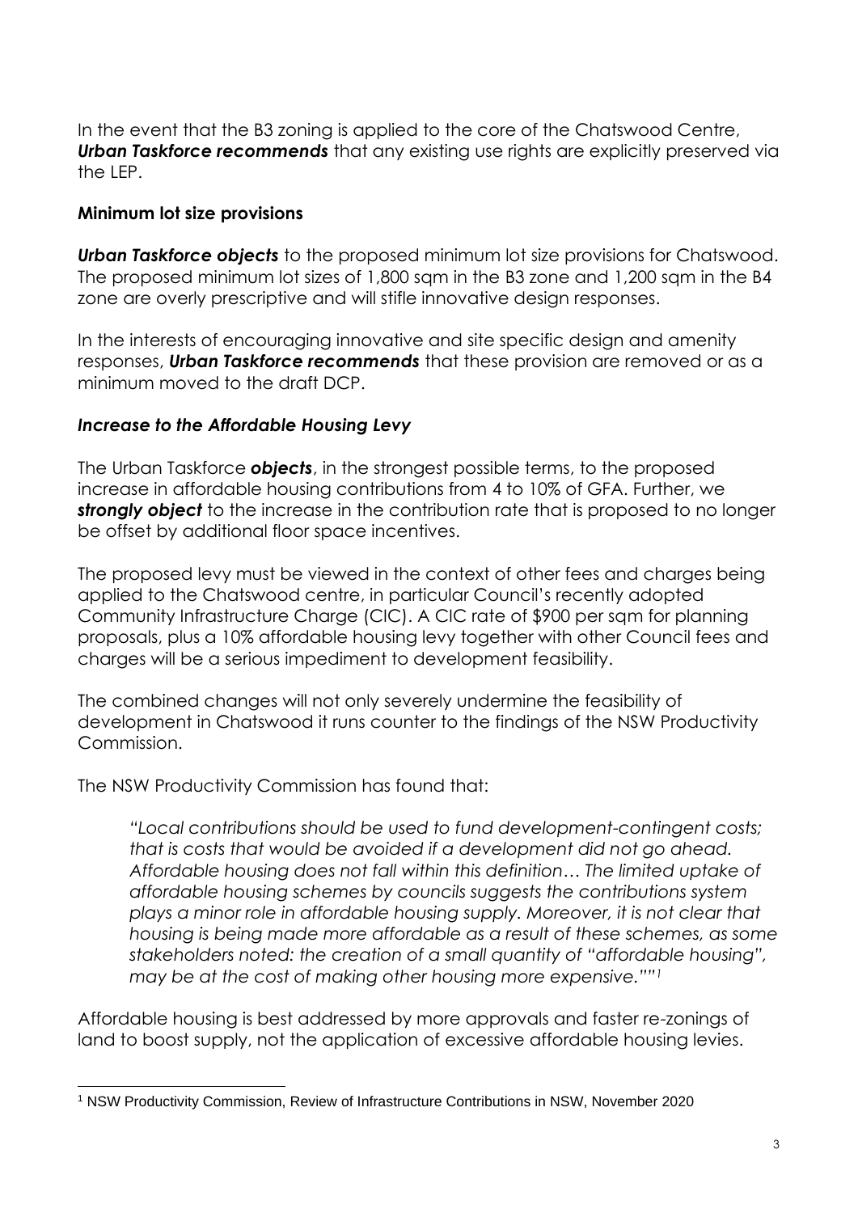In the event that the B3 zoning is applied to the core of the Chatswood Centre, ***Urban Taskforce recommends*** that any existing use rights are explicitly preserved via the LEP.

**Minimum lot size provisions**

***Urban Taskforce objects*** to the proposed minimum lot size provisions for Chatswood. The proposed minimum lot sizes of 1,800 sqm in the B3 zone and 1,200 sqm in the B4 zone are overly prescriptive and will stifle innovative design responses.

In the interests of encouraging innovative and site specific design and amenity responses, ***Urban Taskforce recommends*** that these provision are removed or as a minimum moved to the draft DCP.

***Increase to the Affordable Housing Levy***

The Urban Taskforce ***objects***, in the strongest possible terms, to the proposed increase in affordable housing contributions from 4 to 10% of GFA. Further, we ***strongly object*** to the increase in the contribution rate that is proposed to no longer be offset by additional floor space incentives.

The proposed levy must be viewed in the context of other fees and charges being applied to the Chatswood centre, in particular Council's recently adopted Community Infrastructure Charge (CIC). A CIC rate of $900 per sqm for planning proposals, plus a 10% affordable housing levy together with other Council fees and charges will be a serious impediment to development feasibility.

The combined changes will not only severely undermine the feasibility of development in Chatswood it runs counter to the findings of the NSW Productivity Commission.

The NSW Productivity Commission has found that:

> *"Local contributions should be used to fund development-contingent costs; that is costs that would be avoided if a development did not go ahead. Affordable housing does not fall within this definition… The limited uptake of affordable housing schemes by councils suggests the contributions system plays a minor role in affordable housing supply. Moreover, it is not clear that housing is being made more affordable as a result of these schemes, as some stakeholders noted: the creation of a small quantity of "affordable housing", may be at the cost of making other housing more expensive.""*[1]

Affordable housing is best addressed by more approvals and faster re-zonings of land to boost supply, not the application of excessive affordable housing levies.

---

[1] NSW Productivity Commission, Review of Infrastructure Contributions in NSW, November 2020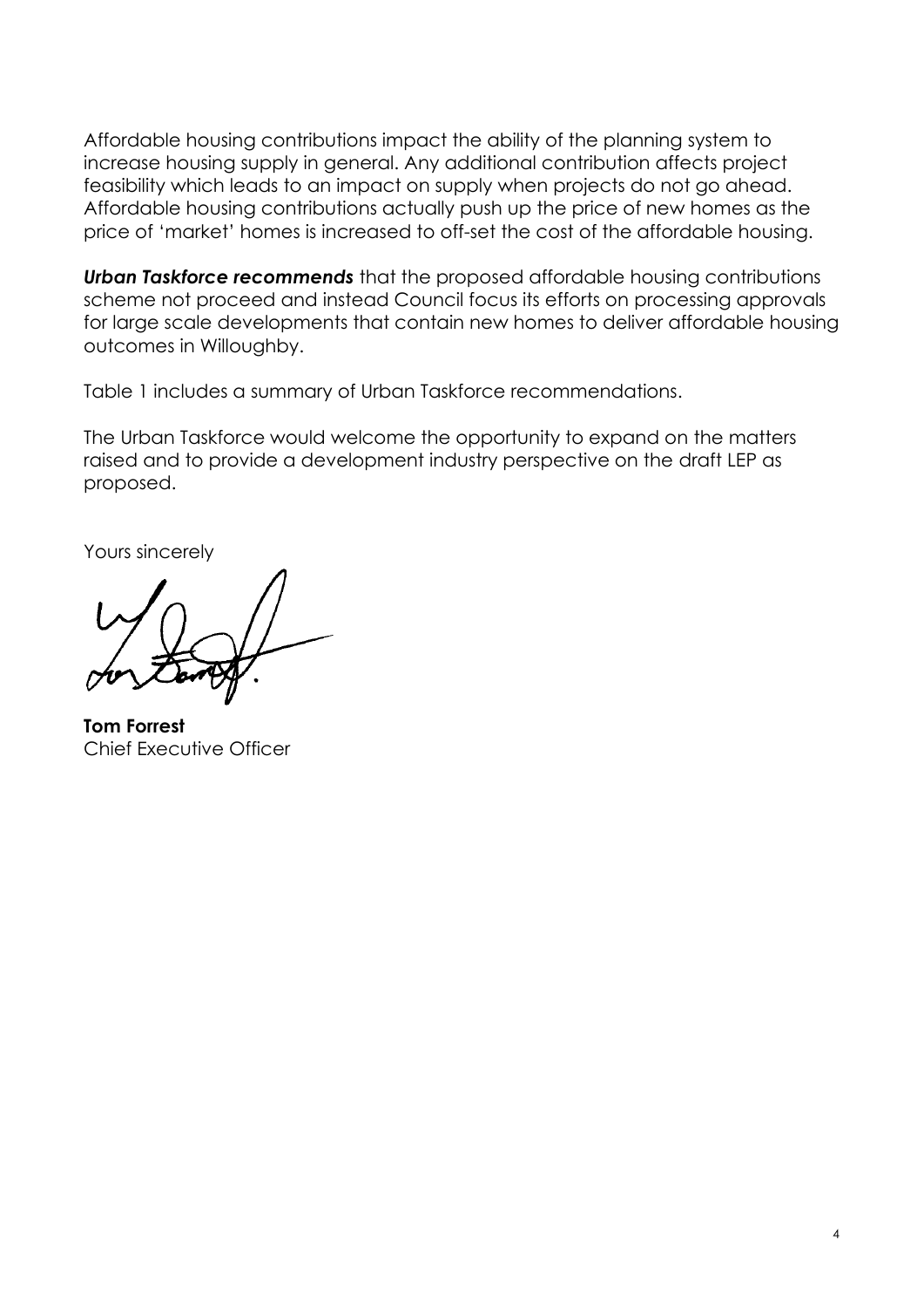Affordable housing contributions impact the ability of the planning system to increase housing supply in general. Any additional contribution affects project feasibility which leads to an impact on supply when projects do not go ahead. Affordable housing contributions actually push up the price of new homes as the price of 'market' homes is increased to off-set the cost of the affordable housing.

***Urban Taskforce recommends*** that the proposed affordable housing contributions scheme not proceed and instead Council focus its efforts on processing approvals for large scale developments that contain new homes to deliver affordable housing outcomes in Willoughby.

Table 1 includes a summary of Urban Taskforce recommendations.

The Urban Taskforce would welcome the opportunity to expand on the matters raised and to provide a development industry perspective on the draft LEP as proposed.

Yours sincerely

**Tom Forrest**
Chief Executive Officer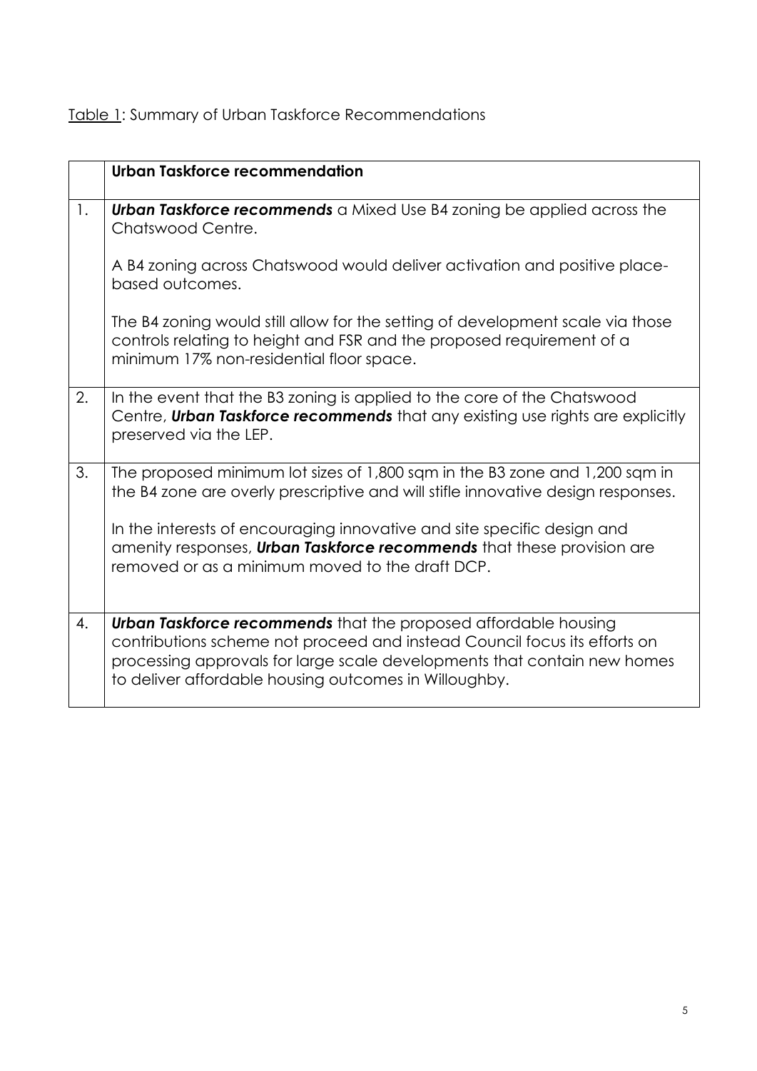<u>Table 1</u>: Summary of Urban Taskforce Recommendations

| | **Urban Taskforce recommendation** |
|---|---|
| 1. | ***Urban Taskforce recommends*** a Mixed Use B4 zoning be applied across the Chatswood Centre.<br><br>A B4 zoning across Chatswood would deliver activation and positive place-based outcomes.<br><br>The B4 zoning would still allow for the setting of development scale via those controls relating to height and FSR and the proposed requirement of a minimum 17% non-residential floor space. |
| 2. | In the event that the B3 zoning is applied to the core of the Chatswood Centre, ***Urban Taskforce recommends*** that any existing use rights are explicitly preserved via the LEP. |
| 3. | The proposed minimum lot sizes of 1,800 sqm in the B3 zone and 1,200 sqm in the B4 zone are overly prescriptive and will stifle innovative design responses.<br><br>In the interests of encouraging innovative and site specific design and amenity responses, ***Urban Taskforce recommends*** that these provision are removed or as a minimum moved to the draft DCP. |
| 4. | ***Urban Taskforce recommends*** that the proposed affordable housing contributions scheme not proceed and instead Council focus its efforts on processing approvals for large scale developments that contain new homes to deliver affordable housing outcomes in Willoughby. |